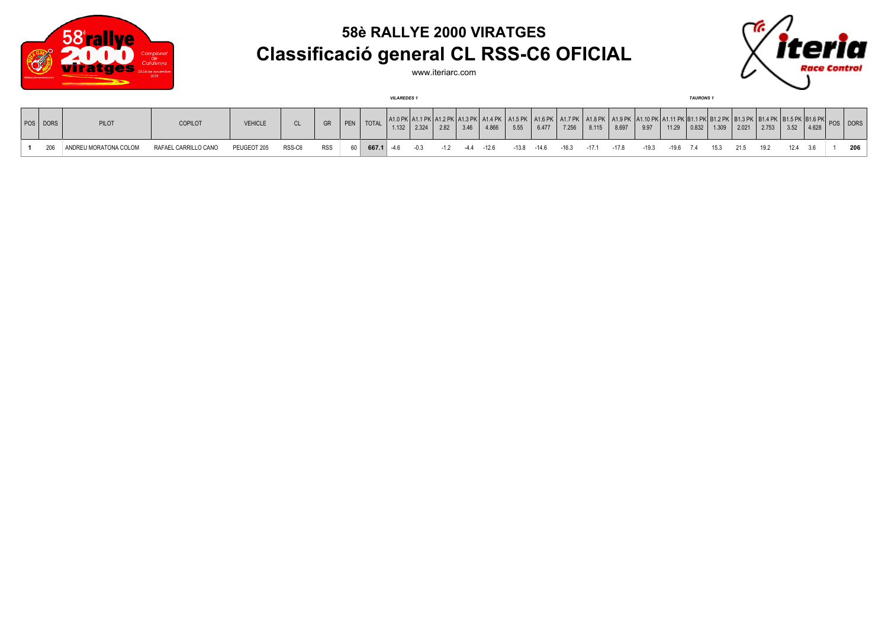# 58è RALLYE 2000 VIRATGES

## Classificació general CL RSS-C6 OFICIAL

www.iteriarc.com

| | | | | | | | | | *VILAREDES 1* | | | | | | | | | | | | *TAURONS 1* | | | | | | | |
|---|---|---|---|---|---|---|---|---|---|---|---|---|---|---|---|---|---|---|---|---|---|---|---|---|---|---|---|---|
| POS | DORS | PILOT | COPILOT | VEHICLE | CL | GR | PEN | TOTAL | A1.0 PK 1.132 | A1.1 PK 2.324 | A1.2 PK 2.82 | A1.3 PK 3.46 | A1.4 PK 4.866 | A1.5 PK 5.55 | A1.6 PK 6.477 | A1.7 PK 7.256 | A1.8 PK 8.115 | A1.9 PK 8.697 | A1.10 PK 9.97 | A1.11 PK 11.29 | B1.1 PK 0.832 | B1.2 PK 1.309 | B1.3 PK 2.021 | B1.4 PK 2.753 | B1.5 PK 3.52 | B1.6 PK 4.628 | POS | DORS |
| **1** | 206 | ANDREU MORATONA COLOM | RAFAEL CARRILLO CANO | PEUGEOT 205 | RSS-C6 | RSS | 60 | **667.1** | -4.6 | -0.3 | -1.2 | -4.4 | -12.6 | -13.8 | -14.6 | -16.3 | -17.1 | -17.8 | -19.3 | -19.6 | 7.4 | 15.3 | 21.5 | 19.2 | 12.4 | 3.6 | 1 | **206** |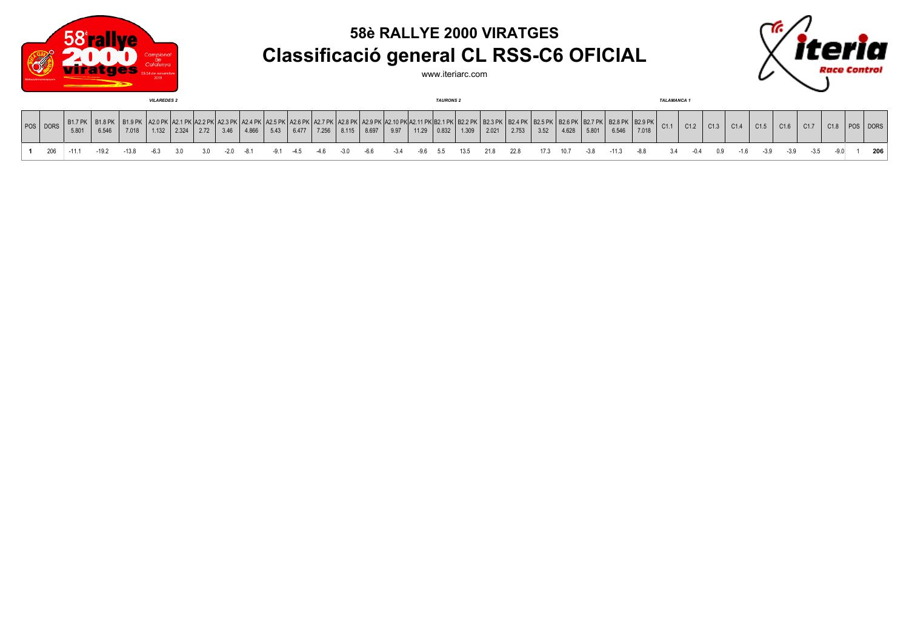# 58è RALLYE 2000 VIRATGES

## Classificació general CL RSS-C6 OFICIAL

www.iteriarc.com

| POS | DORS | *VILAREDES 2* B1.7 PK 5.801 | B1.8 PK 6.546 | B1.9 PK 7.018 | A2.0 PK 1.132 | A2.1 PK 2.324 | A2.2 PK 2.72 | A2.3 PK 3.46 | A2.4 PK 4.866 | A2.5 PK 5.43 | A2.6 PK 6.477 | A2.7 PK 7.256 | A2.8 PK 8.115 | A2.9 PK 8.697 | A2.10 PK 9.97 | A2.11 PK 11.29 | *TAURONS 2* B2.1 PK 0.832 | B2.2 PK 1.309 | B2.3 PK 2.021 | B2.4 PK 2.753 | B2.5 PK 3.52 | B2.6 PK 4.628 | B2.7 PK 5.801 | B2.8 PK 6.546 | B2.9 PK 7.018 | *TALAMANCA 1* C1.1 | C1.2 | C1.3 | C1.4 | C1.5 | C1.6 | C1.7 | C1.8 | POS | DORS |
|---|---|---|---|---|---|---|---|---|---|---|---|---|---|---|---|---|---|---|---|---|---|---|---|---|---|---|---|---|---|---|---|---|---|---|---|
| **1** | 206 | -11.1 | -19.2 | -13.8 | -6.3 | 3.0 | 3.0 | -2.0 | -8.1 | -9.1 | -4.5 | -4.6 | -3.0 | -6.6 | -3.4 | -9.6 | 5.5 | 13.5 | 21.8 | 22.8 | 17.3 | 10.7 | -3.8 | -11.3 | -8.8 | 3.4 | -0.4 | 0.9 | -1.6 | -3.9 | -3.9 | -3.5 | -9.0 | 1 | **206** |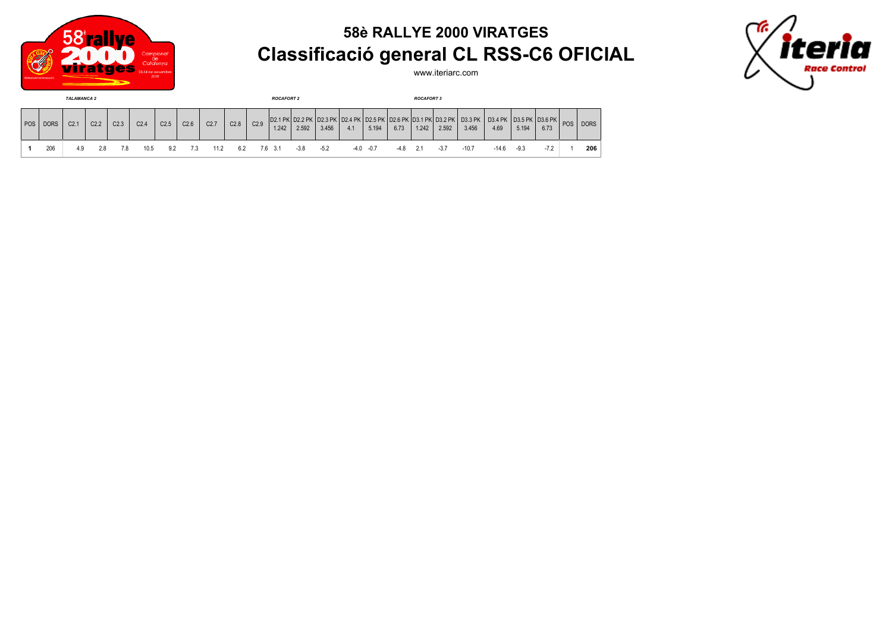# 58è RALLYE 2000 VIRATGES

## Classificació general CL RSS-C6 OFICIAL

www.iteriarc.com

| | | *TALAMANCA 2* | | | | | | | | | *ROCAFORT 2* | | | | | | *ROCAFORT 3* | | | | | | | |
|---|---|---|---|---|---|---|---|---|---|---|---|---|---|---|---|---|---|---|---|---|---|---|---|---|
| POS | DORS | C2.1 | C2.2 | C2.3 | C2.4 | C2.5 | C2.6 | C2.7 | C2.8 | C2.9 | D2.1 PK 1.242 | D2.2 PK 2.592 | D2.3 PK 3.456 | D2.4 PK 4.1 | D2.5 PK 5.194 | D2.6 PK 6.73 | D3.1 PK 1.242 | D3.2 PK 2.592 | D3.3 PK 3.456 | D3.4 PK 4.69 | D3.5 PK 5.194 | D3.6 PK 6.73 | POS | DORS |
| **1** | 206 | 4.9 | 2.8 | 7.8 | 10.5 | 9.2 | 7.3 | 11.2 | 6.2 | 7.6 | 3.1 | -3.8 | -5.2 | -4.0 | -0.7 | -4.8 | 2.1 | -3.7 | -10.7 | -14.6 | -9.3 | -7.2 | 1 | **206** |